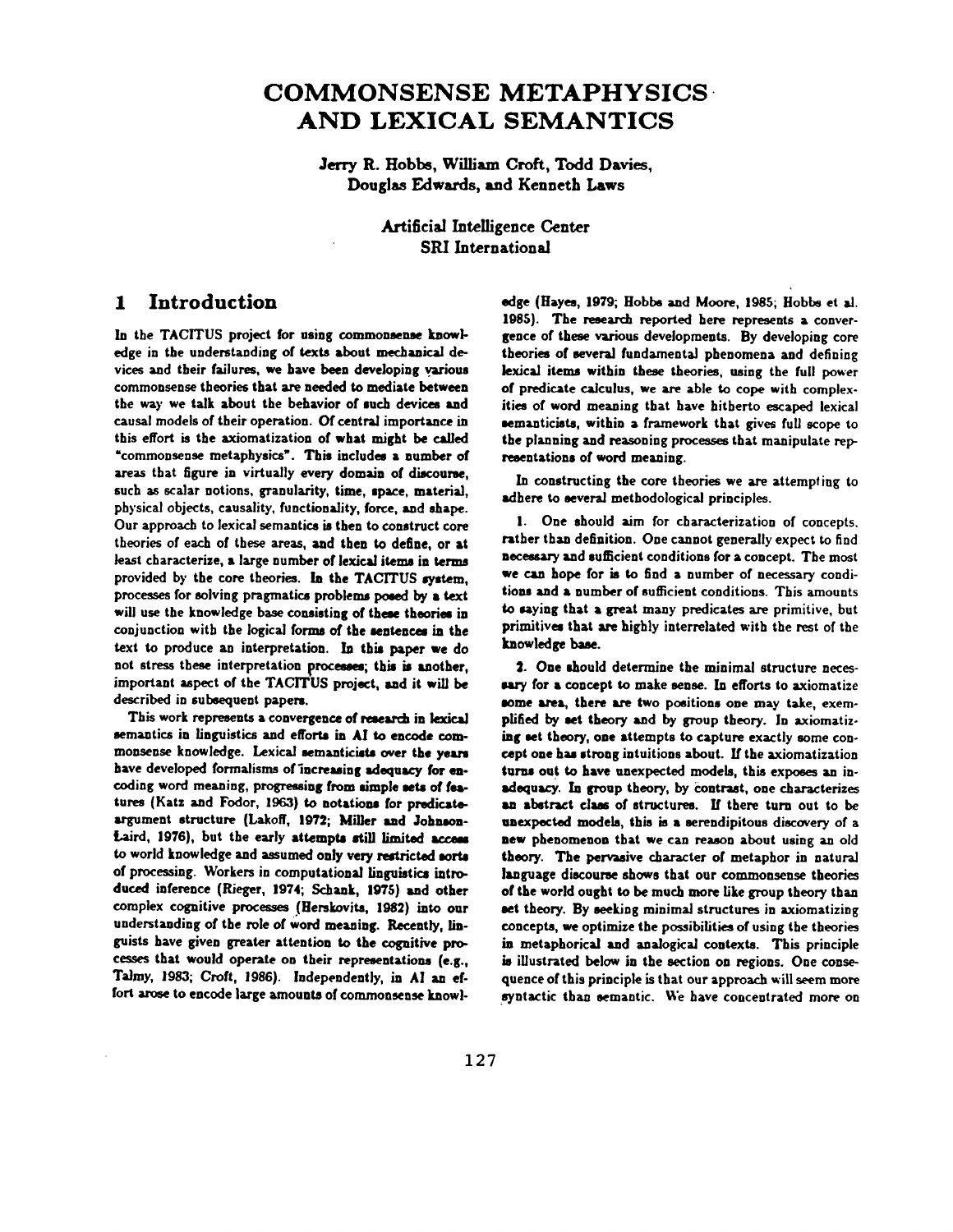# COMMONSENSE METAPHYSICS AND LEXICAL SEMANTICS

Jerry R. Hobbs, William Croft, Todd Davies, Douglas Edwards, and Kenneth Laws

Artificial Intelligence Center
SRI International

## 1 Introduction

In the TACITUS project for using commonsense knowledge in the understanding of texts about mechanical devices and their failures, we have been developing various commonsense theories that are needed to mediate between the way we talk about the behavior of such devices and causal models of their operation. Of central importance in this effort is the axiomatization of what might be called "commonsense metaphysics". This includes a number of areas that figure in virtually every domain of discourse, such as scalar notions, granularity, time, space, material, physical objects, causality, functionality, force, and shape. Our approach to lexical semantics is then to construct core theories of each of these areas, and then to define, or at least characterize, a large number of lexical items in terms provided by the core theories. In the TACITUS system, processes for solving pragmatics problems posed by a text will use the knowledge base consisting of these theories in conjunction with the logical forms of the sentences in the text to produce an interpretation. In this paper we do not stress these interpretation processes; this is another, important aspect of the TACITUS project, and it will be described in subsequent papers.

This work represents a convergence of research in lexical semantics in linguistics and efforts in AI to encode commonsense knowledge. Lexical semanticists over the years have developed formalisms of increasing adequacy for encoding word meaning, progressing from simple sets of features (Katz and Fodor, 1963) to notations for predicate-argument structure (Lakoff, 1972; Miller and Johnson-Laird, 1976), but the early attempts still limited access to world knowledge and assumed only very restricted sorts of processing. Workers in computational linguistics introduced inference (Rieger, 1974; Schank, 1975) and other complex cognitive processes (Herskovits, 1982) into our understanding of the role of word meaning. Recently, linguists have given greater attention to the cognitive processes that would operate on their representations (e.g., Talmy, 1983; Croft, 1986). Independently, in AI an effort arose to encode large amounts of commonsense knowledge (Hayes, 1979; Hobbs and Moore, 1985; Hobbs et al. 1985). The research reported here represents a convergence of these various developments. By developing core theories of several fundamental phenomena and defining lexical items within these theories, using the full power of predicate calculus, we are able to cope with complexities of word meaning that have hitherto escaped lexical semanticists, within a framework that gives full scope to the planning and reasoning processes that manipulate representations of word meaning.

In constructing the core theories we are attempting to adhere to several methodological principles.

1. One should aim for characterization of concepts, rather than definition. One cannot generally expect to find necessary and sufficient conditions for a concept. The most we can hope for is to find a number of necessary conditions and a number of sufficient conditions. This amounts to saying that a great many predicates are primitive, but primitives that are highly interrelated with the rest of the knowledge base.

2. One should determine the minimal structure necessary for a concept to make sense. In efforts to axiomatize some area, there are two positions one may take, exemplified by set theory and by group theory. In axiomatizing set theory, one attempts to capture exactly some concept one has strong intuitions about. If the axiomatization turns out to have unexpected models, this exposes an inadequacy. In group theory, by contrast, one characterizes an abstract class of structures. If there turn out to be unexpected models, this is a serendipitous discovery of a new phenomenon that we can reason about using an old theory. The pervasive character of metaphor in natural language discourse shows that our commonsense theories of the world ought to be much more like group theory than set theory. By seeking minimal structures in axiomatizing concepts, we optimize the possibilities of using the theories in metaphorical and analogical contexts. This principle is illustrated below in the section on regions. One consequence of this principle is that our approach will seem more syntactic than semantic. We have concentrated more on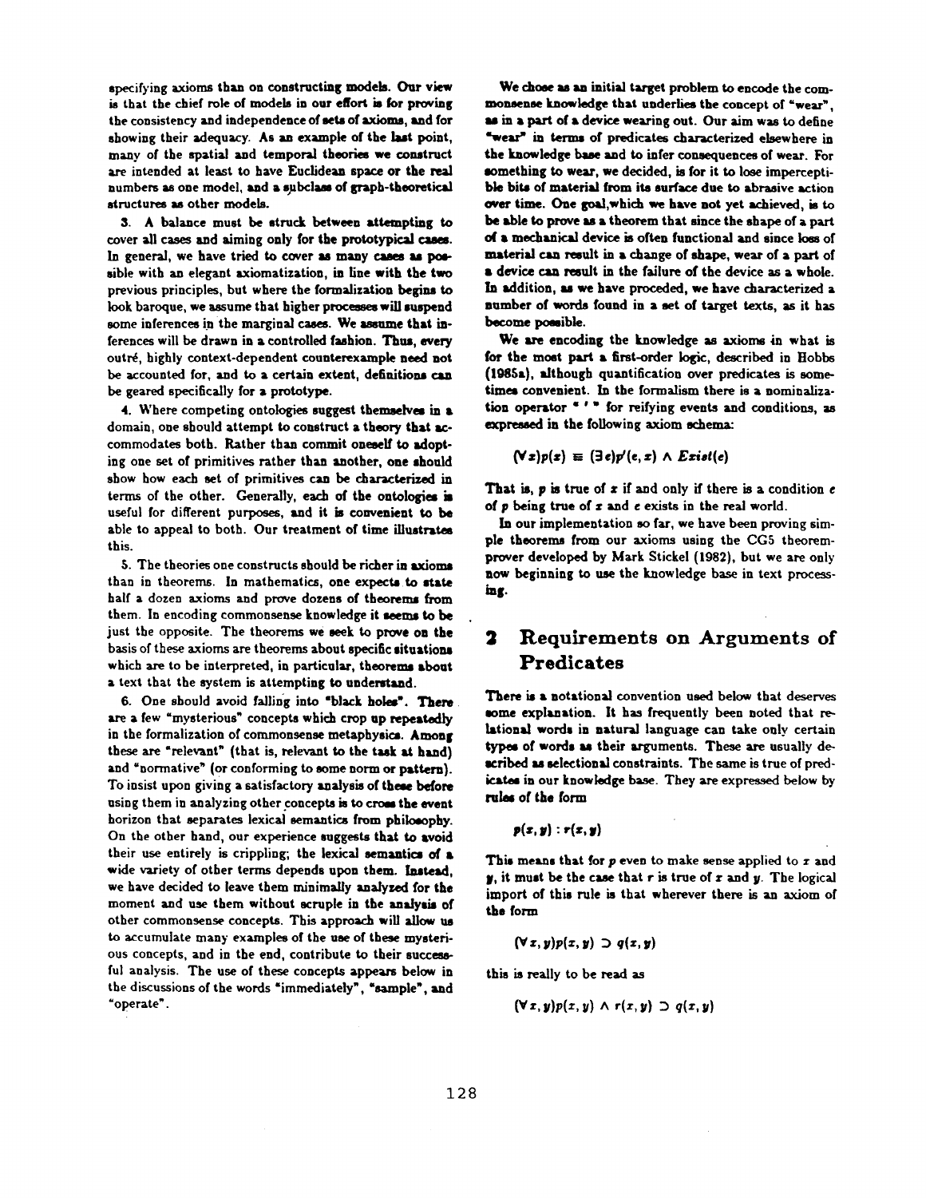specifying axioms than on constructing models. Our view is that the chief role of models in our effort is for proving the consistency and independence of sets of axioms, and for showing their adequacy. As an example of the last point, many of the spatial and temporal theories we construct are intended at least to have Euclidean space or the real numbers as one model, and a subclass of graph-theoretical structures as other models.

3. A balance must be struck between attempting to cover all cases and aiming only for the prototypical cases. In general, we have tried to cover as many cases as possible with an elegant axiomatization, in line with the two previous principles, but where the formalization begins to look baroque, we assume that higher processes will suspend some inferences in the marginal cases. We assume that inferences will be drawn in a controlled fashion. Thus, every outré, highly context-dependent counterexample need not be accounted for, and to a certain extent, definitions can be geared specifically for a prototype.

4. Where competing ontologies suggest themselves in a domain, one should attempt to construct a theory that accommodates both. Rather than commit oneself to adopting one set of primitives rather than another, one should show how each set of primitives can be characterized in terms of the other. Generally, each of the ontologies is useful for different purposes, and it is convenient to be able to appeal to both. Our treatment of time illustrates this.

5. The theories one constructs should be richer in axioms than in theorems. In mathematics, one expects to state half a dozen axioms and prove dozens of theorems from them. In encoding commonsense knowledge it seems to be just the opposite. The theorems we seek to prove on the basis of these axioms are theorems about specific situations which are to be interpreted, in particular, theorems about a text that the system is attempting to understand.

6. One should avoid falling into "black holes". There are a few "mysterious" concepts which crop up repeatedly in the formalization of commonsense metaphysics. Among these are "relevant" (that is, relevant to the task at hand) and "normative" (or conforming to some norm or pattern). To insist upon giving a satisfactory analysis of these before using them in analyzing other concepts is to cross the event horizon that separates lexical semantics from philosophy. On the other hand, our experience suggests that to avoid their use entirely is crippling; the lexical semantics of a wide variety of other terms depends upon them. Instead, we have decided to leave them minimally analyzed for the moment and use them without scruple in the analysis of other commonsense concepts. This approach will allow us to accumulate many examples of the use of these mysterious concepts, and in the end, contribute to their successful analysis. The use of these concepts appears below in the discussions of the words "immediately", "sample", and "operate".

We chose as an initial target problem to encode the commonsense knowledge that underlies the concept of "wear", as in a part of a device wearing out. Our aim was to define "wear" in terms of predicates characterized elsewhere in the knowledge base and to infer consequences of wear. For something to wear, we decided, is for it to lose imperceptible bits of material from its surface due to abrasive action over time. One goal, which we have not yet achieved, is to be able to prove as a theorem that since the shape of a part of a mechanical device is often functional and since loss of material can result in a change of shape, wear of a part of a device can result in the failure of the device as a whole. In addition, as we have proceeded, we have characterized a number of words found in a set of target texts, as it has become possible.

We are encoding the knowledge as axioms in what is for the most part a first-order logic, described in Hobbs (1985a), although quantification over predicates is sometimes convenient. In the formalism there is a nominalization operator " ' " for reifying events and conditions, as expressed in the following axiom schema:

$$(\forall x)p(x) \equiv (\exists e)p'(e, x) \wedge Exist(e)$$

That is, $p$ is true of $x$ if and only if there is a condition $e$ of $p$ being true of $x$ and $e$ exists in the real world.

In our implementation so far, we have been proving simple theorems from our axioms using the CG5 theorem-prover developed by Mark Stickel (1982), but we are only now beginning to use the knowledge base in text processing.

## 2 Requirements on Arguments of Predicates

There is a notational convention used below that deserves some explanation. It has frequently been noted that relational words in natural language can take only certain types of words as their arguments. These are usually described as selectional constraints. The same is true of predicates in our knowledge base. They are expressed below by rules of the form

$$p(x, y) : r(x, y)$$

This means that for $p$ even to make sense applied to $x$ and $y$, it must be the case that $r$ is true of $x$ and $y$. The logical import of this rule is that wherever there is an axiom of the form

$$(\forall x, y)p(x, y) \supset q(x, y)$$

this is really to be read as

$$(\forall x, y)p(x, y) \wedge r(x, y) \supset q(x, y)$$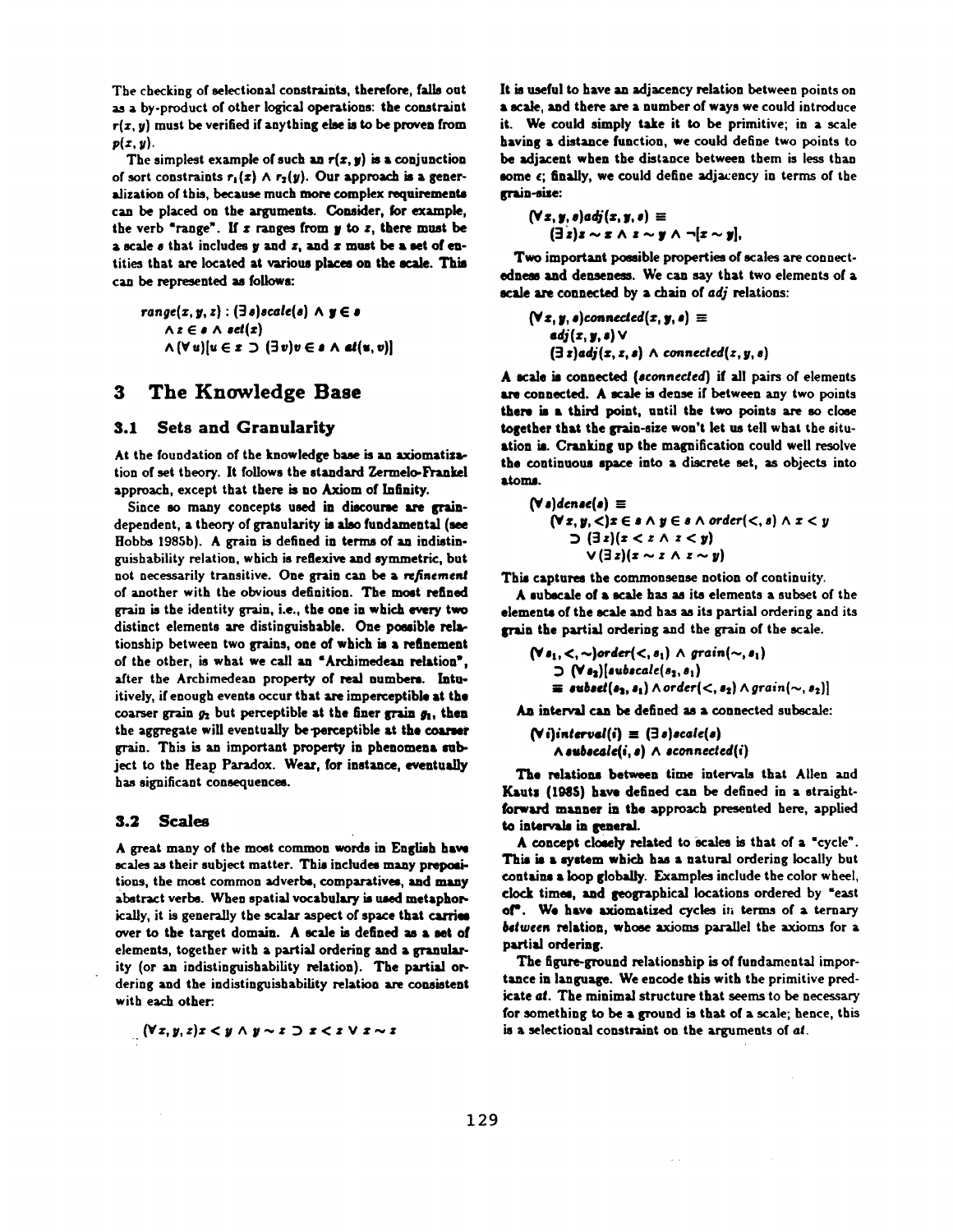The checking of selectional constraints, therefore, falls out as a by-product of other logical operations: the constraint $r(x, y)$ must be verified if anything else is to be proven from $p(x, y)$.

The simplest example of such an $r(x, y)$ is a conjunction of sort constraints $r_1(x) \wedge r_2(y)$. Our approach is a generalization of this, because much more complex requirements can be placed on the arguments. Consider, for example, the verb "range". If $x$ ranges from $y$ to $z$, there must be a scale $s$ that includes $y$ and $z$, and $x$ must be a set of entities that are located at various places on the scale. This can be represented as follows:

$$range(x, y, z) : (\exists s) scale(s) \wedge y \in s \wedge z \in s \wedge set(x) \wedge (\forall u)[u \in x \supset (\exists v) v \in s \wedge at(u, v)]$$

# 3 The Knowledge Base

## 3.1 Sets and Granularity

At the foundation of the knowledge base is an axiomatization of set theory. It follows the standard Zermelo-Frankel approach, except that there is no Axiom of Infinity.

Since so many concepts used in discourse are grain-dependent, a theory of granularity is also fundamental (see Hobbs 1985b). A grain is defined in terms of an indistinguishability relation, which is reflexive and symmetric, but not necessarily transitive. One grain can be a *refinement* of another with the obvious definition. The most refined grain is the identity grain, i.e., the one in which every two distinct elements are distinguishable. One possible relationship between two grains, one of which is a refinement of the other, is what we call an "Archimedean relation", after the Archimedean property of real numbers. Intuitively, if enough events occur that are imperceptible at the coarser grain $g_2$ but perceptible at the finer grain $g_1$, then the aggregate will eventually be perceptible at the coarser grain. This is an important property in phenomena subject to the Heap Paradox. Wear, for instance, eventually has significant consequences.

## 3.2 Scales

A great many of the most common words in English have scales as their subject matter. This includes many prepositions, the most common adverbs, comparatives, and many abstract verbs. When spatial vocabulary is used metaphorically, it is generally the scalar aspect of space that carries over to the target domain. A scale is defined as a set of elements, together with a partial ordering and a granularity (or an indistinguishability relation). The partial ordering and the indistinguishability relation are consistent with each other:

$$(\forall x, y, z) x < y \wedge y \sim z \supset x < z \vee x \sim z$$

It is useful to have an adjacency relation between points on a scale, and there are a number of ways we could introduce it. We could simply take it to be primitive; in a scale having a distance function, we could define two points to be adjacent when the distance between them is less than some $\epsilon$; finally, we could define adjacency in terms of the grain-size:

$$(\forall x, y, s) adj(x, y, s) \equiv (\exists z) z \sim x \wedge z \sim y \wedge \neg[x \sim y],$$

Two important possible properties of scales are connectedness and denseness. We can say that two elements of a scale are connected by a chain of *adj* relations:

$$(\forall x, y, s) connected(x, y, s) \equiv adj(x, y, s) \vee (\exists z) adj(x, z, s) \wedge connected(z, y, s)$$

A scale is connected (*sconnected*) if all pairs of elements are connected. A scale is dense if between any two points there is a third point, until the two points are so close together that the grain-size won't let us tell what the situation is. Cranking up the magnification could well resolve the continuous space into a discrete set, as objects into atoms.

$$(\forall s) dense(s) \equiv (\forall x, y, <) x \in s \wedge y \in s \wedge order(<, s) \wedge x < y \supset (\exists z)(x < z \wedge z < y) \vee (\exists z)(x \sim z \wedge z \sim y)$$

This captures the commonsense notion of continuity.

A subscale of a scale has as its elements a subset of the elements of the scale and has as its partial ordering and its grain the partial ordering and the grain of the scale.

$$(\forall s_1, <, \sim) order(<, s_1) \wedge grain(\sim, s_1) \supset (\forall s_2)[subscale(s_2, s_1) \equiv subset(s_2, s_1) \wedge order(<, s_2) \wedge grain(\sim, s_2)]$$

An interval can be defined as a connected subscale:

$$(\forall i) interval(i) \equiv (\exists s) scale(s) \wedge subscale(i, s) \wedge sconnected(i)$$

The relations between time intervals that Allen and Kautz (1985) have defined can be defined in a straightforward manner in the approach presented here, applied to intervals in general.

A concept closely related to scales is that of a "cycle". This is a system which has a natural ordering locally but contains a loop globally. Examples include the color wheel, clock times, and geographical locations ordered by "east of". We have axiomatized cycles in terms of a ternary *between* relation, whose axioms parallel the axioms for a partial ordering.

The figure-ground relationship is of fundamental importance in language. We encode this with the primitive predicate *at*. The minimal structure that seems to be necessary for something to be a ground is that of a scale; hence, this is a selectional constraint on the arguments of *at*.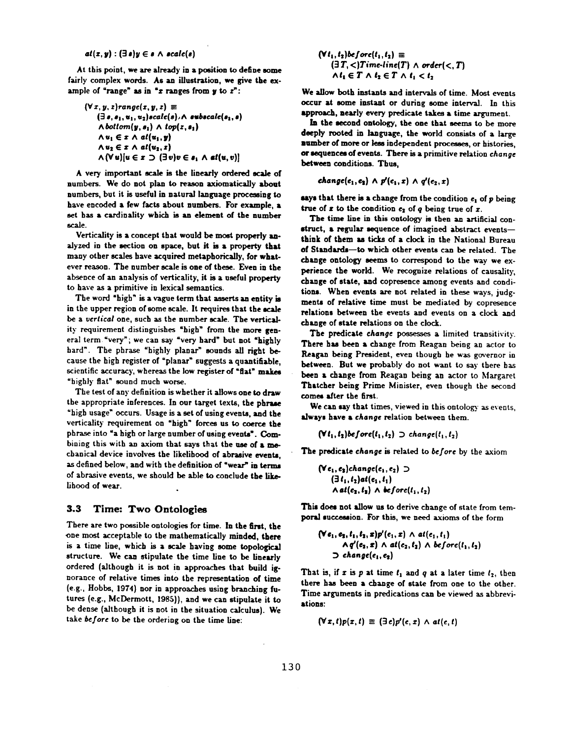$at(x, y) : (\exists s) y \in s \wedge scale(s)$

At this point, we are already in a position to define some fairly complex words. As an illustration, we give the example of "range" as in "$x$ ranges from $y$ to $z$":

$$
\begin{aligned}
&(\forall x, y, z) range(x, y, z) \equiv \\
&\quad (\exists s, s_1, u_1, u_2) scale(s) \wedge subscale(s_1, s) \\
&\quad \wedge bottom(y, s_1) \wedge top(z, s_1) \\
&\quad \wedge u_1 \in x \wedge at(u_1, y) \\
&\quad \wedge u_2 \in x \wedge at(u_2, z) \\
&\quad \wedge (\forall u)[u \in x \supset (\exists v) v \in s_1 \wedge at(u, v)]
\end{aligned}
$$

A very important scale is the linearly ordered scale of numbers. We do not plan to reason axiomatically about numbers, but it is useful in natural language processing to have encoded a few facts about numbers. For example, a set has a cardinality which is an element of the number scale.

Verticality is a concept that would be most properly analyzed in the section on space, but it is a property that many other scales have acquired metaphorically, for whatever reason. The number scale is one of these. Even in the absence of an analysis of verticality, it is a useful property to have as a primitive in lexical semantics.

The word "high" is a vague term that asserts an entity is in the upper region of some scale. It requires that the scale be a *vertical* one, such as the number scale. The verticality requirement distinguishes "high" from the more general term "very"; we can say "very hard" but not "highly hard". The phrase "highly planar" sounds all right because the high register of "planar" suggests a quantifiable, scientific accuracy, whereas the low register of "flat" makes "highly flat" sound much worse.

The test of any definition is whether it allows one to draw the appropriate inferences. In our target texts, the phrase "high usage" occurs. Usage is a set of using events, and the verticality requirement on "high" forces us to coerce the phrase into "a high or large number of using events". Combining this with an axiom that says that the use of a mechanical device involves the likelihood of abrasive events, as defined below, and with the definition of "wear" in terms of abrasive events, we should be able to conclude the likelihood of wear.

### 3.3 Time: Two Ontologies

There are two possible ontologies for time. In the first, the one most acceptable to the mathematically minded, there is a time line, which is a scale having some topological structure. We can stipulate the time line to be linearly ordered (although it is not in approaches that build ignorance of relative times into the representation of time (e.g., Hobbs, 1974) nor in approaches using branching futures (e.g., McDermott, 1985)), and we can stipulate it to be dense (although it is not in the situation calculus). We take *before* to be the ordering on the time line:

$$
\begin{aligned}
&(\forall t_1, t_2) before(t_1, t_2) \equiv \\
&\quad (\exists T, <) Time\text{-}line(T) \wedge order(<, T) \\
&\quad \wedge t_1 \in T \wedge t_2 \in T \wedge t_1 < t_2
\end{aligned}
$$

We allow both instants and intervals of time. Most events occur at some instant or during some interval. In this approach, nearly every predicate takes a time argument.

In the second ontology, the one that seems to be more deeply rooted in language, the world consists of a large number of more or less independent processes, or histories, or sequences of events. There is a primitive relation *change* between conditions. Thus,

$$change(e_1, e_2) \wedge p'(e_1, x) \wedge q'(e_2, x)$$

says that there is a change from the condition $e_1$ of $p$ being true of $x$ to the condition $e_2$ of $q$ being true of $x$.

The time line in this ontology is then an artificial construct, a regular sequence of imagined abstract events—think of them as ticks of a clock in the National Bureau of Standards—to which other events can be related. The change ontology seems to correspond to the way we experience the world. We recognize relations of causality, change of state, and copresence among events and conditions. When events are not related in these ways, judgments of relative time must be mediated by copresence relations between the events and events on a clock and change of state relations on the clock.

The predicate *change* possesses a limited transitivity. There has been a change from Reagan being an actor to Reagan being President, even though he was governor in between. But we probably do not want to say there has been a change from Reagan being an actor to Margaret Thatcher being Prime Minister, even though the second comes after the first.

We can say that times, viewed in this ontology as events, always have a *change* relation between them.

$$(\forall t_1, t_2) before(t_1, t_2) \supset change(t_1, t_2)$$

The predicate *change* is related to *before* by the axiom

$$
\begin{aligned}
&(\forall e_1, e_2) change(e_1, e_2) \supset \\
&\quad (\exists t_1, t_2) at(e_1, t_1) \\
&\quad \wedge at(e_2, t_2) \wedge before(t_1, t_2)
\end{aligned}
$$

This does not allow us to derive change of state from temporal succession. For this, we need axioms of the form

$$
\begin{aligned}
&(\forall e_1, e_2, t_1, t_2, x) p'(e_1, x) \wedge at(e_1, t_1) \\
&\quad \wedge q'(e_2, x) \wedge at(e_2, t_2) \wedge before(t_1, t_2) \\
&\quad \supset change(e_1, e_2)
\end{aligned}
$$

That is, if $x$ is $p$ at time $t_1$ and $q$ at a later time $t_2$, then there has been a change of state from one to the other. Time arguments in predications can be viewed as abbreviations:

$$(\forall x, t) p(x, t) \equiv (\exists e) p'(e, x) \wedge at(e, t)$$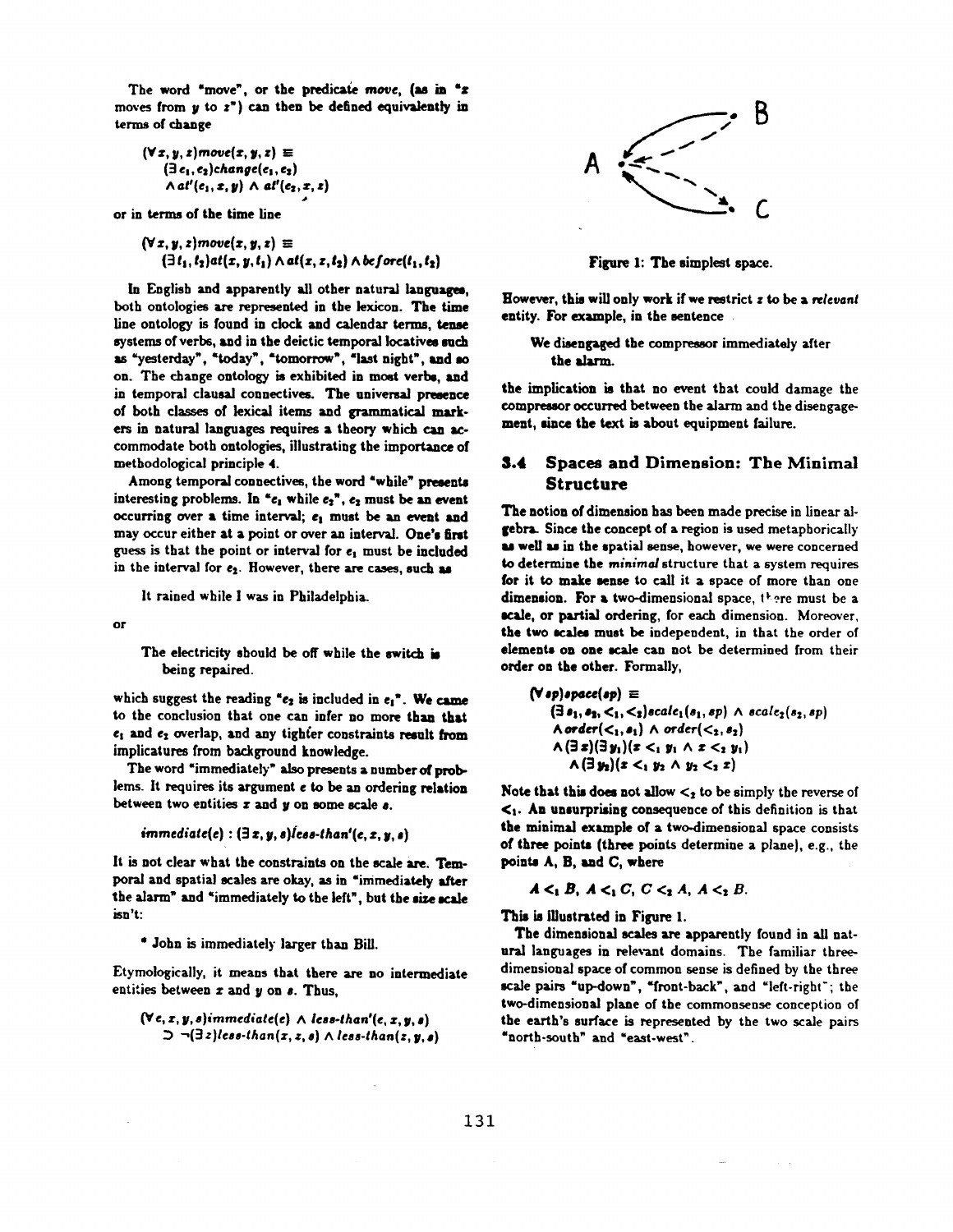The word "move", or the predicate *move*, (as in "$x$ moves from $y$ to $z$") can then be defined equivalently in terms of change

$$(\forall x, y, z) move(x, y, z) \equiv (\exists e_1, e_2) change(e_1, e_2) \wedge at'(e_1, x, y) \wedge at'(e_2, x, z)$$

or in terms of the time line

$$(\forall x, y, z) move(x, y, z) \equiv (\exists t_1, t_2) at(x, y, t_1) \wedge at(x, z, t_2) \wedge before(t_1, t_2)$$

In English and apparently all other natural languages, both ontologies are represented in the lexicon. The time line ontology is found in clock and calendar terms, tense systems of verbs, and in the deictic temporal locatives such as "yesterday", "today", "tomorrow", "last night", and so on. The change ontology is exhibited in most verbs, and in temporal clausal connectives. The universal presence of both classes of lexical items and grammatical markers in natural languages requires a theory which can accommodate both ontologies, illustrating the importance of methodological principle 4.

Among temporal connectives, the word "while" presents interesting problems. In "$e_1$ while $e_2$", $e_2$ must be an event occurring over a time interval; $e_1$ must be an event and may occur either at a point or over an interval. One's first guess is that the point or interval for $e_1$ must be included in the interval for $e_2$. However, there are cases, such as

> It rained while I was in Philadelphia.

or

> The electricity should be off while the switch is being repaired.

which suggest the reading "$e_2$ is included in $e_1$". We came to the conclusion that one can infer no more than that $e_1$ and $e_2$ overlap, and any tighter constraints result from implicatures from background knowledge.

The word "immediately" also presents a number of problems. It requires its argument $e$ to be an ordering relation between two entities $x$ and $y$ on some scale $s$.

$$immediate(e) : (\exists x, y, s) less\text{-}than'(e, x, y, s)$$

It is not clear what the constraints on the scale are. Temporal and spatial scales are okay, as in "immediately after the alarm" and "immediately to the left", but the size scale isn't:

> \* John is immediately larger than Bill.

Etymologically, it means that there are no intermediate entities between $x$ and $y$ on $s$. Thus,

$$(\forall e, x, y, s) immediate(e) \wedge less\text{-}than'(e, x, y, s) \supset \neg(\exists z) less\text{-}than(x, z, s) \wedge less\text{-}than(z, y, s)$$

However, this will only work if we restrict $z$ to be a *relevant* entity. For example, in the sentence

> We disengaged the compressor immediately after the alarm.

the implication is that no event that could damage the compressor occurred between the alarm and the disengagement, since the text is about equipment failure.

Figure 1: The simplest space.

### 3.4 Spaces and Dimension: The Minimal Structure

The notion of dimension has been made precise in linear algebra. Since the concept of a region is used metaphorically as well as in the spatial sense, however, we were concerned to determine the *minimal* structure that a system requires for it to make sense to call it a space of more than one dimension. For a two-dimensional space, there must be a scale, or partial ordering, for each dimension. Moreover, the two scales must be independent, in that the order of elements on one scale can not be determined from their order on the other. Formally,

$$\begin{aligned}(\forall sp) space(sp) \equiv\ & (\exists s_1, s_2, <_1, <_2) scale_1(s_1, sp) \wedge scale_2(s_2, sp) \\ & \wedge order(<_1, s_1) \wedge order(<_2, s_2) \\ & \wedge (\exists x)(\exists y_1)(x <_1 y_1 \wedge x <_2 y_1) \\ & \wedge (\exists y_2)(x <_1 y_2 \wedge y_2 <_2 x)\end{aligned}$$

Note that this does not allow $<_2$ to be simply the reverse of $<_1$. An unsurprising consequence of this definition is that the minimal example of a two-dimensional space consists of three points (three points determine a plane), e.g., the points A, B, and C, where

$$A <_1 B,\ A <_1 C,\ C <_2 A,\ A <_2 B.$$

This is illustrated in Figure 1.

The dimensional scales are apparently found in all natural languages in relevant domains. The familiar three-dimensional space of common sense is defined by the three scale pairs "up-down", "front-back", and "left-right"; the two-dimensional plane of the commonsense conception of the earth's surface is represented by the two scale pairs "north-south" and "east-west".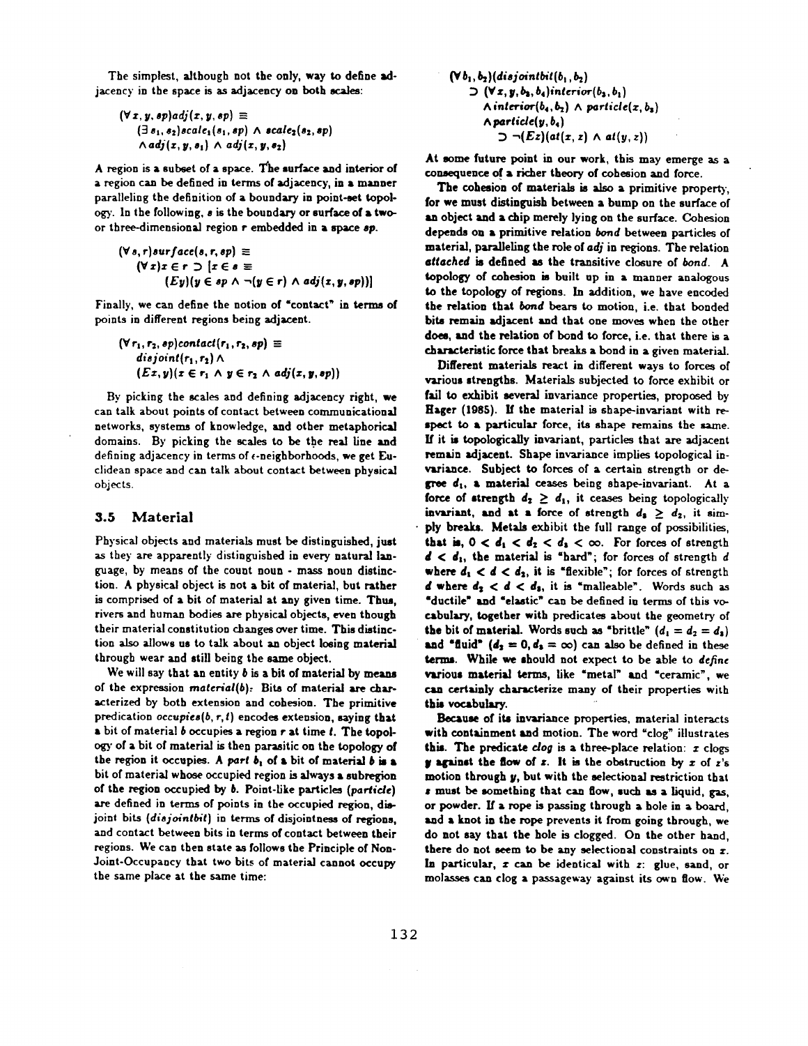The simplest, although not the only, way to define adjacency in the space is as adjacency on both scales:

$$(\forall x, y, sp)adj(x, y, sp) \equiv$$
$$(\exists s_1, s_2)scale_1(s_1, sp) \wedge scale_2(s_2, sp)$$
$$\wedge adj(x, y, s_1) \wedge adj(x, y, s_2)$$

A region is a subset of a space. The surface and interior of a region can be defined in terms of adjacency, in a manner paralleling the definition of a boundary in point-set topology. In the following, $s$ is the boundary or surface of a two- or three-dimensional region $r$ embedded in a space $sp$.

$$(\forall s, r)surface(s, r, sp) \equiv$$
$$(\forall x)x \in r \supset [x \in s \equiv$$
$$(Ey)(y \in sp \wedge \neg(y \in r) \wedge adj(x, y, sp))]$$

Finally, we can define the notion of "contact" in terms of points in different regions being adjacent.

$$(\forall r_1, r_2, sp)contact(r_1, r_2, sp) \equiv$$
$$disjoint(r_1, r_2) \wedge$$
$$(Ex, y)(x \in r_1 \wedge y \in r_2 \wedge adj(x, y, sp))$$

By picking the scales and defining adjacency right, we can talk about points of contact between communicational networks, systems of knowledge, and other metaphorical domains. By picking the scales to be the real line and defining adjacency in terms of $\epsilon$-neighborhoods, we get Euclidean space and can talk about contact between physical objects.

### 3.5 Material

Physical objects and materials must be distinguished, just as they are apparently distinguished in every natural language, by means of the count noun - mass noun distinction. A physical object is not a bit of material, but rather is comprised of a bit of material at any given time. Thus, rivers and human bodies are physical objects, even though their material constitution changes over time. This distinction also allows us to talk about an object losing material through wear and still being the same object.

We will say that an entity $b$ is a bit of material by means of the expression *material(b)*. Bits of material are characterized by both extension and cohesion. The primitive predication *occupies(b, r, t)* encodes extension, saying that a bit of material $b$ occupies a region $r$ at time $t$. The topology of a bit of material is then parasitic on the topology of the region it occupies. A *part* $b_1$ of a bit of material $b$ is a bit of material whose occupied region is always a subregion of the region occupied by $b$. Point-like particles (*particle*) are defined in terms of points in the occupied region, disjoint bits (*disjointbit*) in terms of disjointness of regions, and contact between bits in terms of contact between their regions. We can then state as follows the Principle of Non-Joint-Occupancy that two bits of material cannot occupy the same place at the same time:

$$(\forall b_1, b_2)(disjointbit(b_1, b_2)$$
$$\supset (\forall x, y, b_3, b_4)interior(b_3, b_1)$$
$$\wedge interior(b_4, b_2) \wedge particle(x, b_3)$$
$$\wedge particle(y, b_4)$$
$$\supset \neg(Ez)(at(x, z) \wedge at(y, z))$$

At some future point in our work, this may emerge as a consequence of a richer theory of cohesion and force.

The cohesion of materials is also a primitive property, for we must distinguish between a bump on the surface of an object and a chip merely lying on the surface. Cohesion depends on a primitive relation *bond* between particles of material, paralleling the role of *adj* in regions. The relation *attached* is defined as the transitive closure of *bond*. A topology of cohesion is built up in a manner analogous to the topology of regions. In addition, we have encoded the relation that *bond* bears to motion, i.e. that bonded bits remain adjacent and that one moves when the other does, and the relation of bond to force, i.e. that there is a characteristic force that breaks a bond in a given material.

Different materials react in different ways to forces of various strengths. Materials subjected to force exhibit or fail to exhibit several invariance properties, proposed by Hager (1985). If the material is shape-invariant with respect to a particular force, its shape remains the same. If it is topologically invariant, particles that are adjacent remain adjacent. Shape invariance implies topological invariance. Subject to forces of a certain strength or degree $d_1$, a material ceases being shape-invariant. At a force of strength $d_2 \geq d_1$, it ceases being topologically invariant, and at a force of strength $d_3 \geq d_2$, it simply breaks. Metals exhibit the full range of possibilities, that is, $0 < d_1 < d_2 < d_3 < \infty$. For forces of strength $d < d_1$, the material is "hard"; for forces of strength $d$ where $d_1 < d < d_2$, it is "flexible"; for forces of strength $d$ where $d_2 < d < d_3$, it is "malleable". Words such as "ductile" and "elastic" can be defined in terms of this vocabulary, together with predicates about the geometry of the bit of material. Words such as "brittle" ($d_1 = d_2 = d_3$) and "fluid" ($d_2 = 0, d_3 = \infty$) can also be defined in these terms. While we should not expect to be able to *define* various material terms, like "metal" and "ceramic", we can certainly characterize many of their properties with this vocabulary.

Because of its invariance properties, material interacts with containment and motion. The word "clog" illustrates this. The predicate *clog* is a three-place relation: $x$ clogs $y$ against the flow of $z$. It is the obstruction by $x$ of $z$'s motion through $y$, but with the selectional restriction that $z$ must be something that can flow, such as a liquid, gas, or powder. If a rope is passing through a hole in a board, and a knot in the rope prevents it from going through, we do not say that the hole is clogged. On the other hand, there do not seem to be any selectional constraints on $x$. In particular, $x$ can be identical with $z$: glue, sand, or molasses can clog a passageway against its own flow. We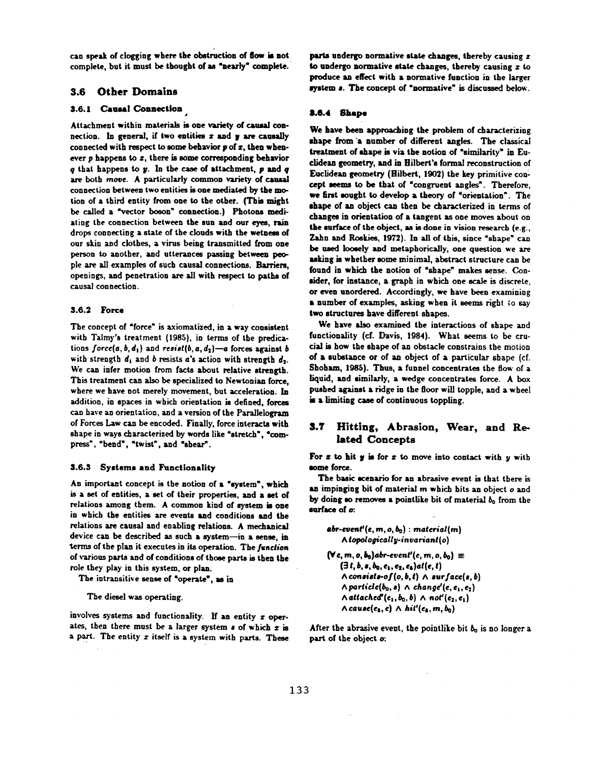can speak of clogging where the obstruction of flow is not complete, but it must be thought of as "nearly" complete.

## 3.6 Other Domains

### 3.6.1 Causal Connection

Attachment within materials is one variety of causal connection. In general, if two entities $x$ and $y$ are causally connected with respect to some behavior $p$ of $x$, then whenever $p$ happens to $x$, there is some corresponding behavior $q$ that happens to $y$. In the case of attachment, $p$ and $q$ are both *move*. A particularly common variety of causal connection between two entities is one mediated by the motion of a third entity from one to the other. (This might be called a "vector boson" connection.) Photons mediating the connection between the sun and our eyes, rain drops connecting a state of the clouds with the wetness of our skin and clothes, a virus being transmitted from one person to another, and utterances passing between people are all examples of such causal connections. Barriers, openings, and penetration are all with respect to paths of causal connection.

### 3.6.2 Force

The concept of "force" is axiomatized, in a way consistent with Talmy's treatment (1985), in terms of the predications $force(a, b, d_1)$ and $resist(b, a, d_2)$—$a$ forces against $b$ with strength $d_1$ and $b$ resists $a$'s action with strength $d_2$. We can infer motion from facts about relative strength. This treatment can also be specialized to Newtonian force, where we have not merely movement, but acceleration. In addition, in spaces in which orientation is defined, forces can have an orientation, and a version of the Parallelogram of Forces Law can be encoded. Finally, force interacts with shape in ways characterized by words like "stretch", "compress", "bend", "twist", and "shear".

### 3.6.3 Systems and Functionality

An important concept is the notion of a "system", which is a set of entities, a set of their properties, and a set of relations among them. A common kind of system is one in which the entities are events and conditions and the relations are causal and enabling relations. A mechanical device can be described as such a system—in a sense, in terms of the plan it executes in its operation. The *function* of various parts and of conditions of those parts is then the role they play in this system, or plan.

The intransitive sense of "operate", as in

The diesel was operating.

involves systems and functionality. If an entity $x$ operates, then there must be a larger system $s$ of which $x$ is a part. The entity $x$ itself is a system with parts. These parts undergo normative state changes, thereby causing $x$ to undergo normative state changes, thereby causing $x$ to produce an effect with a normative function in the larger system $s$. The concept of "normative" is discussed below.

### 3.6.4 Shape

We have been approaching the problem of characterizing shape from a number of different angles. The classical treatment of shape is via the notion of "similarity" in Euclidean geometry, and in Hilbert's formal reconstruction of Euclidean geometry (Hilbert, 1902) the key primitive concept seems to be that of "congruent angles". Therefore, we first sought to develop a theory of "orientation". The shape of an object can then be characterized in terms of changes in orientation of a tangent as one moves about on the surface of the object, as is done in vision research (e.g., Zahn and Roskies, 1972). In all of this, since "shape" can be used loosely and metaphorically, one question we are asking is whether some minimal, abstract structure can be found in which the notion of "shape" makes sense. Consider, for instance, a graph in which one scale is discrete, or even unordered. Accordingly, we have been examining a number of examples, asking when it seems right to say two structures have different shapes.

We have also examined the interactions of shape and functionality (cf. Davis, 1984). What seems to be crucial is how the shape of an obstacle constrains the motion of a substance or of an object of a particular shape (cf. Shoham, 1985). Thus, a funnel concentrates the flow of a liquid, and similarly, a wedge concentrates force. A box pushed against a ridge in the floor will topple, and a wheel is a limiting case of continuous toppling.

## 3.7 Hitting, Abrasion, Wear, and Related Concepts

For $x$ to hit $y$ is for $x$ to move into contact with $y$ with some force.

The basic scenario for an abrasive event is that there is an impinging bit of material $m$ which hits an object $o$ and by doing so removes a pointlike bit of material $b_0$ from the surface of $o$:

$$abr\text{-}event'(e, m, o, b_0) : material(m) \wedge topologically\text{-}invariant(o)$$

$$(\forall e, m, o, b_0) abr\text{-}event'(e, m, o, b_0) \equiv (\exists t, b, s, b_0, e_1, e_2, e_3) at(e, t) \wedge consists\text{-}of(o, b, t) \wedge surface(s, b) \wedge particle(b_0, s) \wedge change'(e, e_1, e_2) \wedge attached'(e_1, b_0, b) \wedge not'(e_2, e_1) \wedge cause(e_3, e) \wedge hit'(e_3, m, b_0)$$

After the abrasive event, the pointlike bit $b_0$ is no longer a part of the object $o$: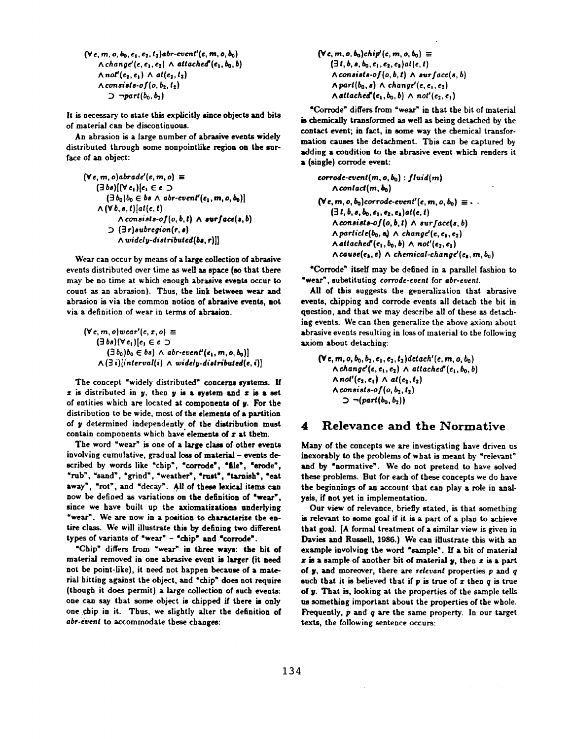$$
\begin{aligned}
&(\forall e, m, o, b_0, e_1, e_2, t_2) abr\text{-}event'(e, m, o, b_0) \\
&\quad \wedge change'(e, e_1, e_2) \wedge attached'(e_1, b_0, b) \\
&\quad \wedge not'(e_2, e_1) \wedge at(e_2, t_2) \\
&\quad \wedge consists\text{-}of(o, b_2, t_2) \\
&\qquad \supset \neg part(b_0, b_2)
\end{aligned}
$$

It is necessary to state this explicitly since objects and bits of material can be discontinuous.

An abrasion is a large number of abrasive events widely distributed through some nonpointlike region on the surface of an object:

$$
\begin{aligned}
&(\forall e, m, o) abrade'(e, m, o) \equiv \\
&\quad (\exists bs)[(\forall e_1)[e_1 \in e \supset \\
&\qquad (\exists b_0) b_0 \in bs \wedge abr\text{-}event'(e_1, m, o, b_0)] \\
&\quad \wedge (\forall b, s, t)[at(e, t) \\
&\qquad \wedge consists\text{-}of(o, b, t) \wedge surface(s, b) \\
&\qquad \supset (\exists r) subregion(r, s) \\
&\qquad\quad \wedge widely\text{-}distributed(bs, r)]]
\end{aligned}
$$

Wear can occur by means of a large collection of abrasive events distributed over time as well as space (so that there may be no time at which enough abrasive events occur to count as an abrasion). Thus, the link between wear and abrasion is via the common notion of abrasive events, not via a definition of wear in terms of abrasion.

$$
\begin{aligned}
&(\forall e, m, o) wear'(e, x, o) \equiv \\
&\quad (\exists bs)(\forall e_1)[e_1 \in e \supset \\
&\qquad (\exists b_0) b_0 \in bs \wedge abr\text{-}event'(e_1, m, o, b_0)] \\
&\quad \wedge (\exists i)[interval(i) \wedge widely\text{-}distributed(e, i)]
\end{aligned}
$$

The concept "widely distributed" concerns systems. If $x$ is distributed in $y$, then $y$ is a system and $x$ is a set of entities which are located at components of $y$. For the distribution to be wide, most of the elements of a partition of $y$ determined independently of the distribution must contain components which have elements of $x$ at them.

The word "wear" is one of a large class of other events involving cumulative, gradual loss of material – events described by words like "chip", "corrode", "file", "erode", "rub", "sand", "grind", "weather", "rust", "tarnish", "eat away", "rot", and "decay". All of these lexical items can now be defined as variations on the definition of "wear", since we have built up the axiomatizations underlying "wear". We are now in a position to characterize the entire class. We will illustrate this by defining two different types of variants of "wear" – "chip" and "corrode".

"Chip" differs from "wear" in three ways: the bit of material removed in one abrasive event is larger (it need not be point-like), it need not happen because of a material hitting against the object, and "chip" does not require (though it does permit) a large collection of such events: one can say that some object is chipped if there is only one chip in it. Thus, we slightly alter the definition of *abr-event* to accommodate these changes:

$$
\begin{aligned}
&(\forall e, m, o, b_0) chip'(e, m, o, b_0) \equiv \\
&\quad (\exists t, b, s, b_0, e_1, e_2, e_3) at(e, t) \\
&\quad \wedge consists\text{-}of(o, b, t) \wedge surface(s, b) \\
&\quad \wedge part(b_0, s) \wedge change'(e, e_1, e_2) \\
&\quad \wedge attached'(e_1, b_0, b) \wedge not'(e_2, e_1)
\end{aligned}
$$

"Corrode" differs from "wear" in that the bit of material is chemically transformed as well as being detached by the contact event; in fact, in some way the chemical transformation causes the detachment. This can be captured by adding a condition to the abrasive event which renders it a (single) corrode event:

$$
\begin{aligned}
&corrode\text{-}event(m, o, b_0) : fluid(m) \\
&\quad \wedge contact(m, b_0) \\
&(\forall e, m, o, b_0) corrode\text{-}event'(e, m, o, b_0) \equiv \\
&\quad (\exists t, b, s, b_0, e_1, e_2, e_3) at(e, t) \\
&\quad \wedge consists\text{-}of(o, b, t) \wedge surface(s, b) \\
&\quad \wedge particle(b_0, s) \wedge change'(e, e_1, e_2) \\
&\quad \wedge attached'(e_1, b_0, b) \wedge not'(e_2, e_1) \\
&\quad \wedge cause(e_3, e) \wedge chemical\text{-}change'(e_3, m, b_0)
\end{aligned}
$$

"Corrode" itself may be defined in a parallel fashion to "wear", substituting *corrode-event* for *abr-event*.

All of this suggests the generalization that abrasive events, chipping and corrode events all detach the bit in question, and that we may describe all of these as detaching events. We can then generalize the above axiom about abrasive events resulting in loss of material to the following axiom about detaching:

$$
\begin{aligned}
&(\forall e, m, o, b_0, e_1, e_2, t_2) detach'(e, m, o, b_0) \\
&\quad \wedge change'(e, e_1, e_2) \wedge attached'(e_1, b_0, b) \\
&\quad \wedge not'(e_2, e_1) \wedge at(e_2, t_2) \\
&\quad \wedge consists\text{-}of(o, b_2, t_2) \\
&\qquad \supset \neg(part(b_0, b_2))
\end{aligned}
$$

## 4 Relevance and the Normative

Many of the concepts we are investigating have driven us inexorably to the problems of what is meant by "relevant" and by "normative". We do not pretend to have solved these problems. But for each of these concepts we do have the beginnings of an account that can play a role in analysis, if not yet in implementation.

Our view of relevance, briefly stated, is that something is relevant to some goal if it is a part of a plan to achieve that goal. [A formal treatment of a similar view is given in Davies and Russell, 1986.] We can illustrate this with an example involving the word "sample". If a bit of material $x$ is a sample of another bit of material $y$, then $x$ is a part of $y$, and moreover, there are *relevant* properties $p$ and $q$ such that it is believed that if $p$ is true of $x$ then $q$ is true of $y$. That is, looking at the properties of the sample tells us something important about the properties of the whole. Frequently, $p$ and $q$ are the same property. In our target texts, the following sentence occurs: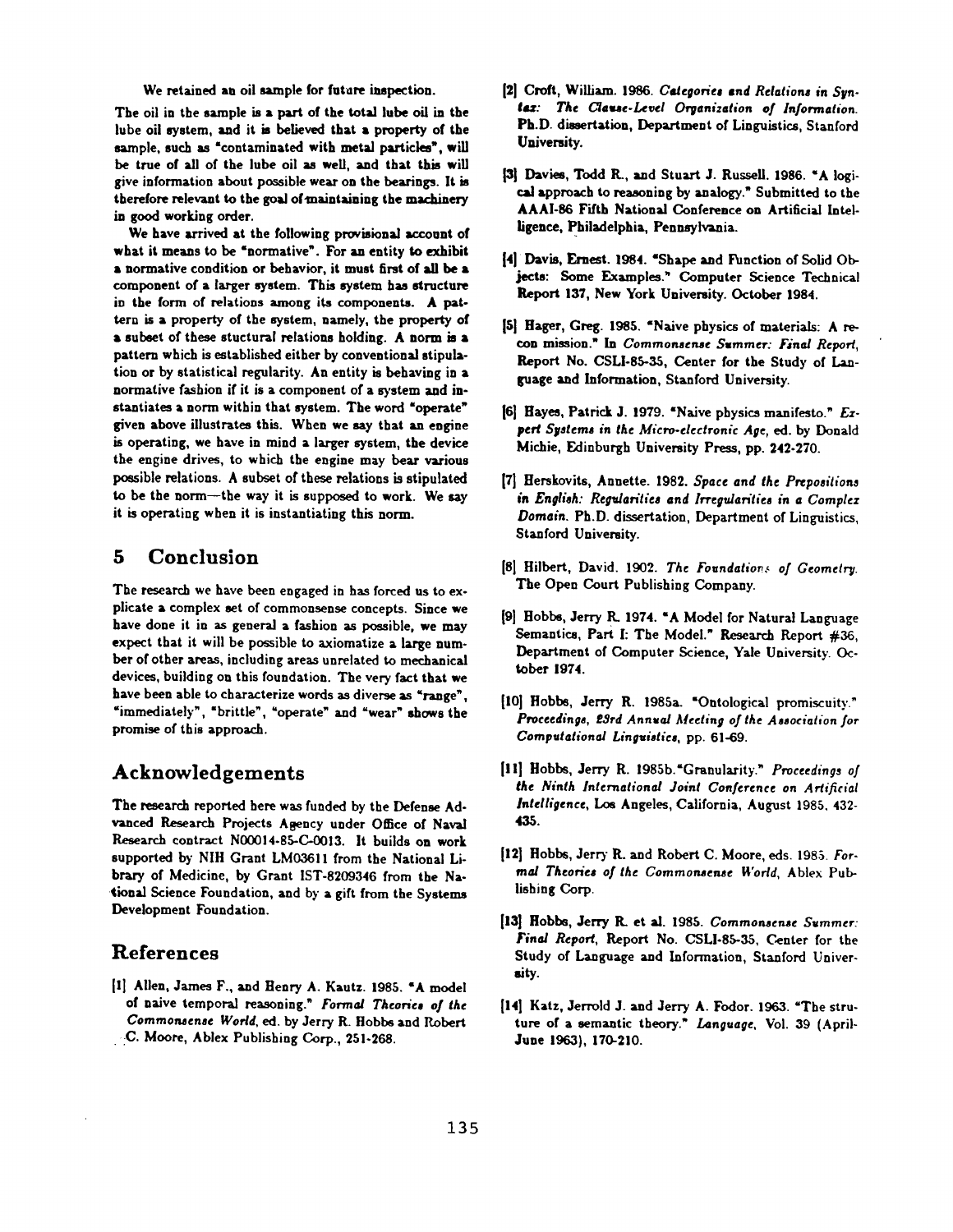We retained an oil sample for future inspection.

The oil in the sample is a part of the total lube oil in the lube oil system, and it is believed that a property of the sample, such as "contaminated with metal particles", will be true of all of the lube oil as well, and that this will give information about possible wear on the bearings. It is therefore relevant to the goal of maintaining the machinery in good working order.

We have arrived at the following provisional account of what it means to be "normative". For an entity to exhibit a normative condition or behavior, it must first of all be a component of a larger system. This system has structure in the form of relations among its components. A pattern is a property of the system, namely, the property of a subset of these stuctural relations holding. A norm is a pattern which is established either by conventional stipulation or by statistical regularity. An entity is behaving in a normative fashion if it is a component of a system and instantiates a norm within that system. The word "operate" given above illustrates this. When we say that an engine is operating, we have in mind a larger system, the device the engine drives, to which the engine may bear various possible relations. A subset of these relations is stipulated to be the norm—the way it is supposed to work. We say it is operating when it is instantiating this norm.

## 5 Conclusion

The research we have been engaged in has forced us to explicate a complex set of commonsense concepts. Since we have done it in as general a fashion as possible, we may expect that it will be possible to axiomatize a large number of other areas, including areas unrelated to mechanical devices, building on this foundation. The very fact that we have been able to characterize words as diverse as "range", "immediately", "brittle", "operate" and "wear" shows the promise of this approach.

## Acknowledgements

The research reported here was funded by the Defense Advanced Research Projects Agency under Office of Naval Research contract N00014-85-C-0013. It builds on work supported by NIH Grant LM03611 from the National Library of Medicine, by Grant IST-8209346 from the National Science Foundation, and by a gift from the Systems Development Foundation.

## References

[1] Allen, James F., and Henry A. Kautz. 1985. "A model of naive temporal reasoning." *Formal Theories of the Commonsense World*, ed. by Jerry R. Hobbs and Robert C. Moore, Ablex Publishing Corp., 251-268.

[2] Croft, William. 1986. *Categories and Relations in Syntax: The Clause-Level Organization of Information*. Ph.D. dissertation, Department of Linguistics, Stanford University.

[3] Davies, Todd R., and Stuart J. Russell. 1986. "A logical approach to reasoning by analogy." Submitted to the AAAI-86 Fifth National Conference on Artificial Intelligence, Philadelphia, Pennsylvania.

[4] Davis, Ernest. 1984. "Shape and Function of Solid Objects: Some Examples." Computer Science Technical Report 137, New York University. October 1984.

[5] Hager, Greg. 1985. "Naive physics of materials: A recon mission." In *Commonsense Summer: Final Report*, Report No. CSLI-85-35, Center for the Study of Language and Information, Stanford University.

[6] Hayes, Patrick J. 1979. "Naive physics manifesto." *Expert Systems in the Micro-electronic Age*, ed. by Donald Michie, Edinburgh University Press, pp. 242-270.

[7] Herskovits, Annette. 1982. *Space and the Prepositions in English: Regularities and Irregularities in a Complex Domain*. Ph.D. dissertation, Department of Linguistics, Stanford University.

[8] Hilbert, David. 1902. *The Foundations of Geometry*. The Open Court Publishing Company.

[9] Hobbs, Jerry R. 1974. "A Model for Natural Language Semantics, Part I: The Model." Research Report #36, Department of Computer Science, Yale University. October 1974.

[10] Hobbs, Jerry R. 1985a. "Ontological promiscuity." *Proceedings, 23rd Annual Meeting of the Association for Computational Linguistics*, pp. 61-69.

[11] Hobbs, Jerry R. 1985b. "Granularity." *Proceedings of the Ninth International Joint Conference on Artificial Intelligence*, Los Angeles, California, August 1985, 432-435.

[12] Hobbs, Jerry R. and Robert C. Moore, eds. 1985. *Formal Theories of the Commonsense World*, Ablex Publishing Corp.

[13] Hobbs, Jerry R. et al. 1985. *Commonsense Summer: Final Report*, Report No. CSLI-85-35, Center for the Study of Language and Information, Stanford University.

[14] Katz, Jerrold J. and Jerry A. Fodor. 1963. "The struture of a semantic theory." *Language*, Vol. 39 (April-June 1963), 170-210.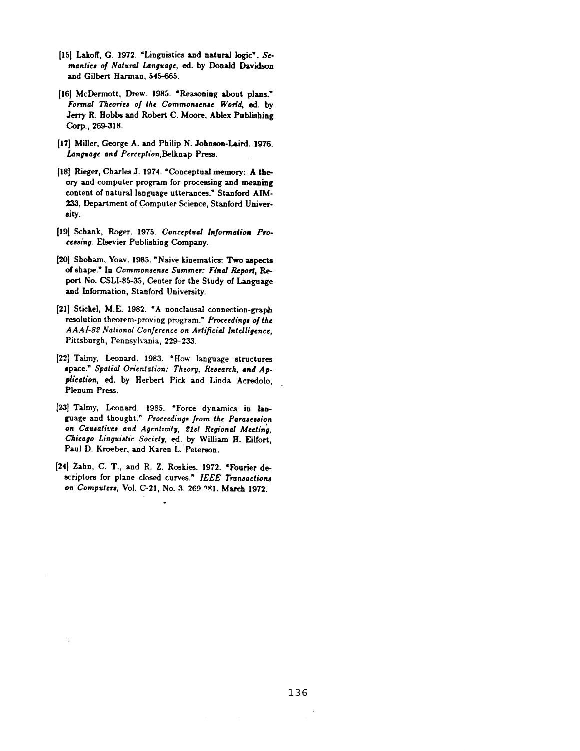[15] Lakoff, G. 1972. "Linguistics and natural logic". *Semantics of Natural Language*, ed. by Donald Davidson and Gilbert Harman, 545-665.

[16] McDermott, Drew. 1985. "Reasoning about plans." *Formal Theories of the Commonsense World*, ed. by Jerry R. Hobbs and Robert C. Moore, Ablex Publishing Corp., 269-318.

[17] Miller, George A. and Philip N. Johnson-Laird. 1976. *Language and Perception*, Belknap Press.

[18] Rieger, Charles J. 1974. "Conceptual memory: A theory and computer program for processing and meaning content of natural language utterances." Stanford AIM-233, Department of Computer Science, Stanford University.

[19] Schank, Roger. 1975. *Conceptual Information Processing*. Elsevier Publishing Company.

[20] Shoham, Yoav. 1985. "Naive kinematics: Two aspects of shape." In *Commonsense Summer: Final Report*, Report No. CSLI-85-35, Center for the Study of Language and Information, Stanford University.

[21] Stickel, M.E. 1982. "A nonclausal connection-graph resolution theorem-proving program." *Proceedings of the AAAI-82 National Conference on Artificial Intelligence*, Pittsburgh, Pennsylvania, 229-233.

[22] Talmy, Leonard. 1983. "How language structures space." *Spatial Orientation: Theory, Research, and Application*, ed. by Herbert Pick and Linda Acredolo, Plenum Press.

[23] Talmy, Leonard. 1985. "Force dynamics in language and thought." *Proceedings from the Parasession on Causatives and Agentivity, 21st Regional Meeting, Chicago Linguistic Society*, ed. by William H. Eilfort, Paul D. Kroeber, and Karen L. Peterson.

[24] Zahn, C. T., and R. Z. Roskies. 1972. "Fourier descriptors for plane closed curves." *IEEE Transactions on Computers*, Vol. C-21, No. 3. 269-281. March 1972.